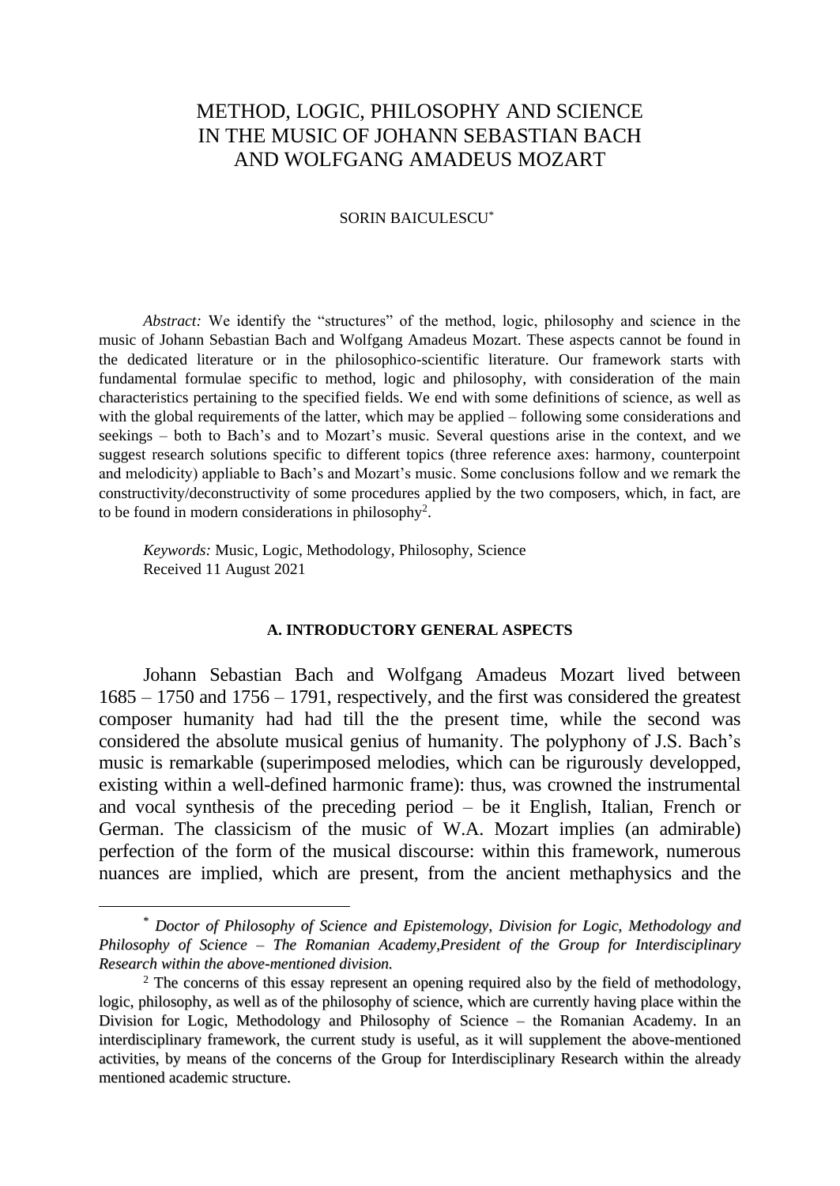# METHOD, LOGIC, PHILOSOPHY AND SCIENCE IN THE MUSIC OF JOHANN SEBASTIAN BACH AND WOLFGANG AMADEUS MOZART

SORIN BAICULESCU[*]

*Abstract:* We identify the "structures" of the method, logic, philosophy and science in the music of Johann Sebastian Bach and Wolfgang Amadeus Mozart. These aspects cannot be found in the dedicated literature or in the philosophico-scientific literature. Our framework starts with fundamental formulae specific to method, logic and philosophy, with consideration of the main characteristics pertaining to the specified fields. We end with some definitions of science, as well as with the global requirements of the latter, which may be applied – following some considerations and seekings – both to Bach's and to Mozart's music. Several questions arise in the context, and we suggest research solutions specific to different topics (three reference axes: harmony, counterpoint and melodicity) appliable to Bach's and Mozart's music. Some conclusions follow and we remark the constructivity/deconstructivity of some procedures applied by the two composers, which, in fact, are to be found in modern considerations in philosophy[2].

*Keywords:* Music, Logic, Methodology, Philosophy, Science
Received 11 August 2021

## A. INTRODUCTORY GENERAL ASPECTS

Johann Sebastian Bach and Wolfgang Amadeus Mozart lived between 1685 – 1750 and 1756 – 1791, respectively, and the first was considered the greatest composer humanity had had till the the present time, while the second was considered the absolute musical genius of humanity. The polyphony of J.S. Bach's music is remarkable (superimposed melodies, which can be rigurously developped, existing within a well-defined harmonic frame): thus, was crowned the instrumental and vocal synthesis of the preceding period – be it English, Italian, French or German. The classicism of the music of W.A. Mozart implies (an admirable) perfection of the form of the musical discourse: within this framework, numerous nuances are implied, which are present, from the ancient methaphysics and the

---

[*] *Doctor of Philosophy of Science and Epistemology, Division for Logic, Methodology and Philosophy of Science – The Romanian Academy,President of the Group for Interdisciplinary Research within the above-mentioned division.*

[2] The concerns of this essay represent an opening required also by the field of methodology, logic, philosophy, as well as of the philosophy of science, which are currently having place within the Division for Logic, Methodology and Philosophy of Science – the Romanian Academy. In an interdisciplinary framework, the current study is useful, as it will supplement the above-mentioned activities, by means of the concerns of the Group for Interdisciplinary Research within the already mentioned academic structure.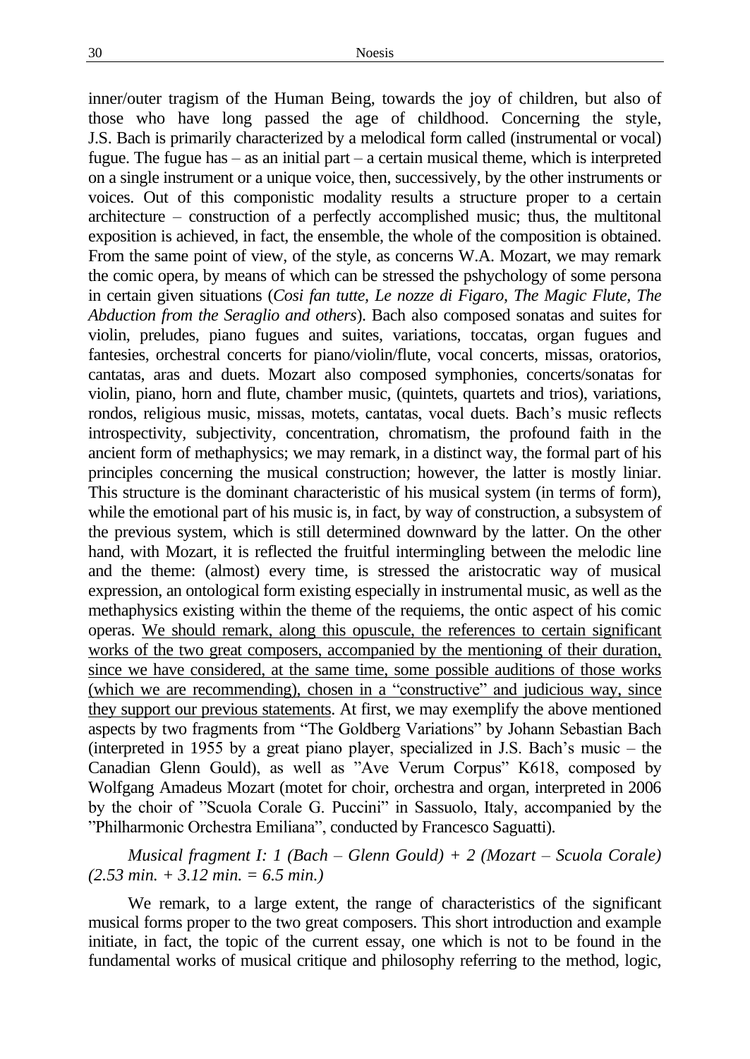inner/outer tragism of the Human Being, towards the joy of children, but also of those who have long passed the age of childhood. Concerning the style, J.S. Bach is primarily characterized by a melodical form called (instrumental or vocal) fugue. The fugue has – as an initial part – a certain musical theme, which is interpreted on a single instrument or a unique voice, then, successively, by the other instruments or voices. Out of this componistic modality results a structure proper to a certain architecture – construction of a perfectly accomplished music; thus, the multitonal exposition is achieved, in fact, the ensemble, the whole of the composition is obtained. From the same point of view, of the style, as concerns W.A. Mozart, we may remark the comic opera, by means of which can be stressed the pshychology of some persona in certain given situations (*Cosi fan tutte, Le nozze di Figaro, The Magic Flute, The Abduction from the Seraglio and others*). Bach also composed sonatas and suites for violin, preludes, piano fugues and suites, variations, toccatas, organ fugues and fantesies, orchestral concerts for piano/violin/flute, vocal concerts, missas, oratorios, cantatas, aras and duets. Mozart also composed symphonies, concerts/sonatas for violin, piano, horn and flute, chamber music, (quintets, quartets and trios), variations, rondos, religious music, missas, motets, cantatas, vocal duets. Bach's music reflects introspectivity, subjectivity, concentration, chromatism, the profound faith in the ancient form of methaphysics; we may remark, in a distinct way, the formal part of his principles concerning the musical construction; however, the latter is mostly liniar. This structure is the dominant characteristic of his musical system (in terms of form), while the emotional part of his music is, in fact, by way of construction, a subsystem of the previous system, which is still determined downward by the latter. On the other hand, with Mozart, it is reflected the fruitful intermingling between the melodic line and the theme: (almost) every time, is stressed the aristocratic way of musical expression, an ontological form existing especially in instrumental music, as well as the methaphysics existing within the theme of the requiems, the ontic aspect of his comic operas. <u>We should remark, along this opuscule, the references to certain significant works of the two great composers, accompanied by the mentioning of their duration, since we have considered, at the same time, some possible auditions of those works (which we are recommending), chosen in a "constructive" and judicious way, since they support our previous statements</u>. At first, we may exemplify the above mentioned aspects by two fragments from "The Goldberg Variations" by Johann Sebastian Bach (interpreted in 1955 by a great piano player, specialized in J.S. Bach's music – the Canadian Glenn Gould), as well as "Ave Verum Corpus" K618, composed by Wolfgang Amadeus Mozart (motet for choir, orchestra and organ, interpreted in 2006 by the choir of "Scuola Corale G. Puccini" in Sassuolo, Italy, accompanied by the "Philharmonic Orchestra Emiliana", conducted by Francesco Saguatti).

*Musical fragment I: 1 (Bach – Glenn Gould) + 2 (Mozart – Scuola Corale) (2.53 min. + 3.12 min. = 6.5 min.)*

We remark, to a large extent, the range of characteristics of the significant musical forms proper to the two great composers. This short introduction and example initiate, in fact, the topic of the current essay, one which is not to be found in the fundamental works of musical critique and philosophy referring to the method, logic,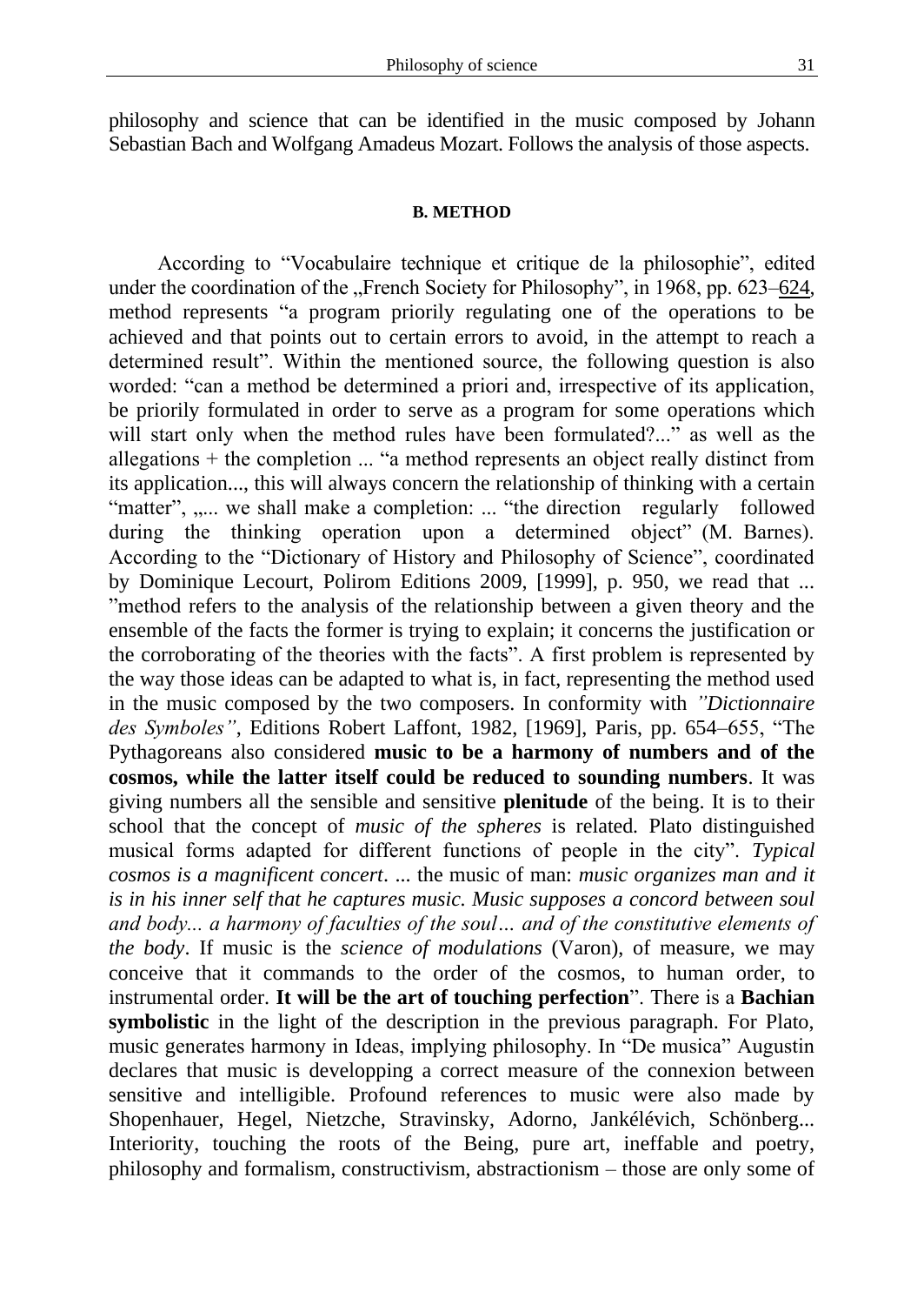philosophy and science that can be identified in the music composed by Johann Sebastian Bach and Wolfgang Amadeus Mozart. Follows the analysis of those aspects.

## B. METHOD

According to "Vocabulaire technique et critique de la philosophie", edited under the coordination of the „French Society for Philosophy", in 1968, pp. 623–624, method represents "a program priorily regulating one of the operations to be achieved and that points out to certain errors to avoid, in the attempt to reach a determined result". Within the mentioned source, the following question is also worded: "can a method be determined a priori and, irrespective of its application, be priorily formulated in order to serve as a program for some operations which will start only when the method rules have been formulated?..." as well as the allegations + the completion ... "a method represents an object really distinct from its application..., this will always concern the relationship of thinking with a certain "matter", „... we shall make a completion: ... "the direction regularly followed during the thinking operation upon a determined object" (M. Barnes). According to the "Dictionary of History and Philosophy of Science", coordinated by Dominique Lecourt, Polirom Editions 2009, [1999], p. 950, we read that ... "method refers to the analysis of the relationship between a given theory and the ensemble of the facts the former is trying to explain; it concerns the justification or the corroborating of the theories with the facts". A first problem is represented by the way those ideas can be adapted to what is, in fact, representing the method used in the music composed by the two composers. In conformity with *"Dictionnaire des Symboles"*, Editions Robert Laffont, 1982, [1969], Paris, pp. 654–655, "The Pythagoreans also considered **music to be a harmony of numbers and of the cosmos, while the latter itself could be reduced to sounding numbers**. It was giving numbers all the sensible and sensitive **plenitude** of the being. It is to their school that the concept of *music of the spheres* is related. Plato distinguished musical forms adapted for different functions of people in the city". *Typical cosmos is a magnificent concert*. ... the music of man: *music organizes man and it is in his inner self that he captures music. Music supposes a concord between soul and body... a harmony of faculties of the soul… and of the constitutive elements of the body*. If music is the *science of modulations* (Varon), of measure, we may conceive that it commands to the order of the cosmos, to human order, to instrumental order. **It will be the art of touching perfection**". There is a **Bachian symbolistic** in the light of the description in the previous paragraph. For Plato, music generates harmony in Ideas, implying philosophy. In "De musica" Augustin declares that music is developping a correct measure of the connexion between sensitive and intelligible. Profound references to music were also made by Shopenhauer, Hegel, Nietzche, Stravinsky, Adorno, Jankélévich, Schönberg... Interiority, touching the roots of the Being, pure art, ineffable and poetry, philosophy and formalism, constructivism, abstractionism – those are only some of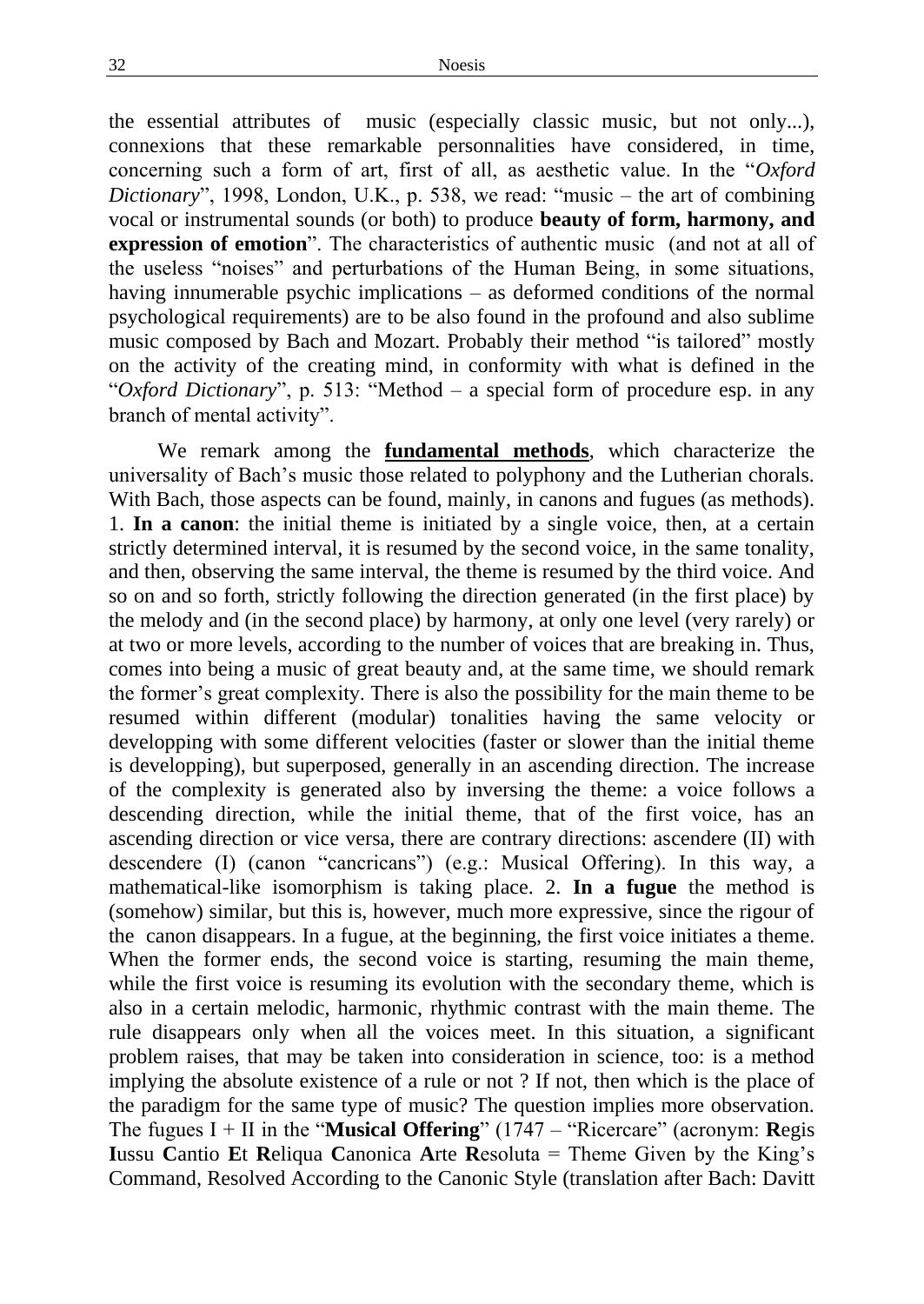the essential attributes of music (especially classic music, but not only...), connexions that these remarkable personnalities have considered, in time, concerning such a form of art, first of all, as aesthetic value. In the "*Oxford Dictionary*", 1998, London, U.K., p. 538, we read: "music – the art of combining vocal or instrumental sounds (or both) to produce **beauty of form, harmony, and expression of emotion**". The characteristics of authentic music (and not at all of the useless "noises" and perturbations of the Human Being, in some situations, having innumerable psychic implications – as deformed conditions of the normal psychological requirements) are to be also found in the profound and also sublime music composed by Bach and Mozart. Probably their method "is tailored" mostly on the activity of the creating mind, in conformity with what is defined in the "*Oxford Dictionary*", p. 513: "Method – a special form of procedure esp. in any branch of mental activity".

We remark among the **<u>fundamental methods</u>**, which characterize the universality of Bach's music those related to polyphony and the Lutherian chorals. With Bach, those aspects can be found, mainly, in canons and fugues (as methods). 1. **In a canon**: the initial theme is initiated by a single voice, then, at a certain strictly determined interval, it is resumed by the second voice, in the same tonality, and then, observing the same interval, the theme is resumed by the third voice. And so on and so forth, strictly following the direction generated (in the first place) by the melody and (in the second place) by harmony, at only one level (very rarely) or at two or more levels, according to the number of voices that are breaking in. Thus, comes into being a music of great beauty and, at the same time, we should remark the former's great complexity. There is also the possibility for the main theme to be resumed within different (modular) tonalities having the same velocity or developping with some different velocities (faster or slower than the initial theme is developping), but superposed, generally in an ascending direction. The increase of the complexity is generated also by inversing the theme: a voice follows a descending direction, while the initial theme, that of the first voice, has an ascending direction or vice versa, there are contrary directions: ascendere (II) with descendere (I) (canon "cancricans") (e.g.: Musical Offering). In this way, a mathematical-like isomorphism is taking place. 2. **In a fugue** the method is (somehow) similar, but this is, however, much more expressive, since the rigour of the canon disappears. In a fugue, at the beginning, the first voice initiates a theme. When the former ends, the second voice is starting, resuming the main theme, while the first voice is resuming its evolution with the secondary theme, which is also in a certain melodic, harmonic, rhythmic contrast with the main theme. The rule disappears only when all the voices meet. In this situation, a significant problem raises, that may be taken into consideration in science, too: is a method implying the absolute existence of a rule or not ? If not, then which is the place of the paradigm for the same type of music? The question implies more observation. The fugues I + II in the "**Musical Offering**" (1747 – "Ricercare" (acronym: **R**egis **I**ussu **C**antio **E**t **R**eliqua **C**anonica **A**rte **R**esoluta = Theme Given by the King's Command, Resolved According to the Canonic Style (translation after Bach: Davitt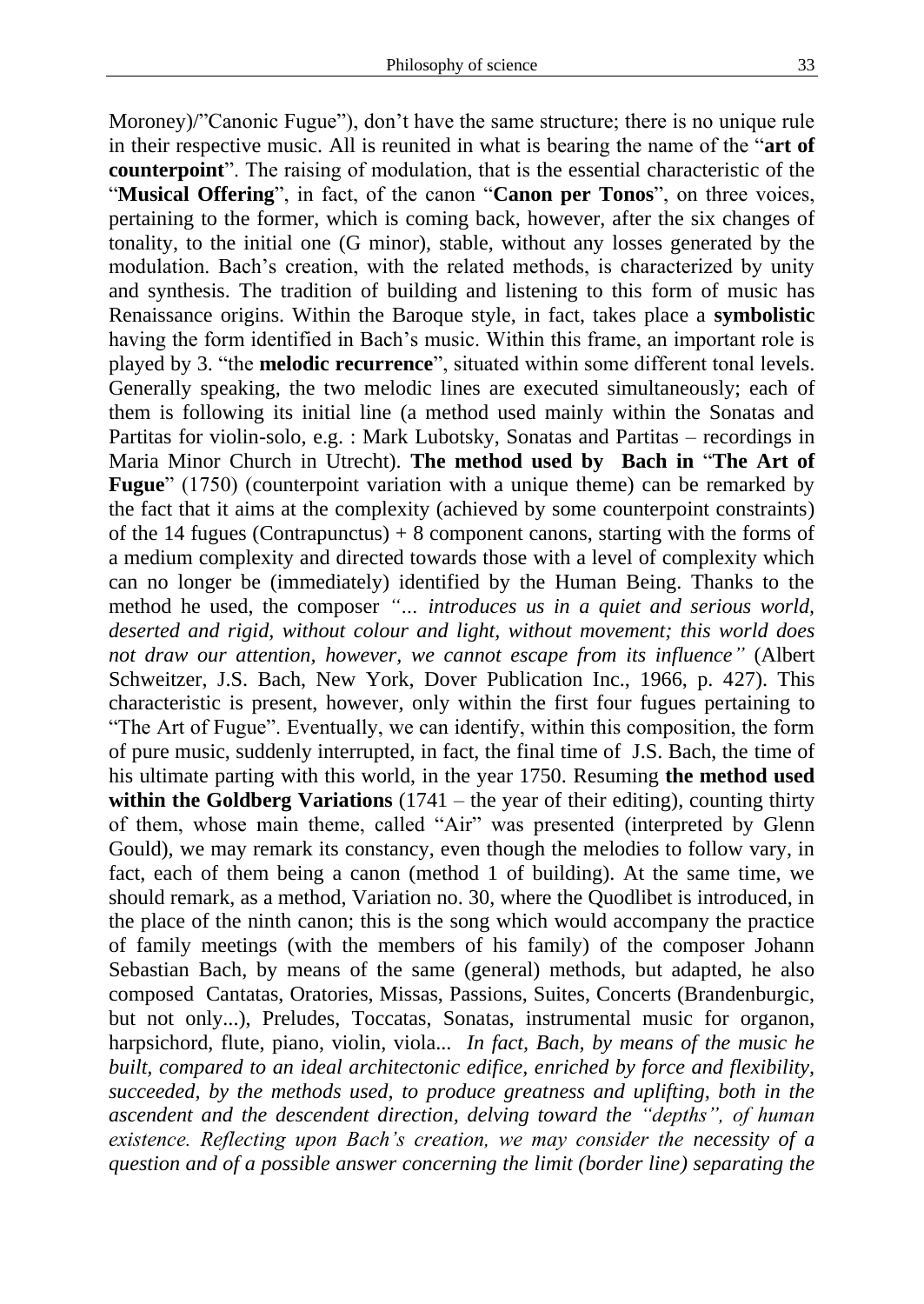Moroney)/"Canonic Fugue"), don't have the same structure; there is no unique rule in their respective music. All is reunited in what is bearing the name of the "**art of counterpoint**". The raising of modulation, that is the essential characteristic of the "**Musical Offering**", in fact, of the canon "**Canon per Tonos**", on three voices, pertaining to the former, which is coming back, however, after the six changes of tonality, to the initial one (G minor), stable, without any losses generated by the modulation. Bach's creation, with the related methods, is characterized by unity and synthesis. The tradition of building and listening to this form of music has Renaissance origins. Within the Baroque style, in fact, takes place a **symbolistic** having the form identified in Bach's music. Within this frame, an important role is played by 3. "the **melodic recurrence**", situated within some different tonal levels. Generally speaking, the two melodic lines are executed simultaneously; each of them is following its initial line (a method used mainly within the Sonatas and Partitas for violin-solo, e.g. : Mark Lubotsky, Sonatas and Partitas – recordings in Maria Minor Church in Utrecht). **The method used by Bach in** "**The Art of Fugue**" (1750) (counterpoint variation with a unique theme) can be remarked by the fact that it aims at the complexity (achieved by some counterpoint constraints) of the 14 fugues (Contrapunctus) + 8 component canons, starting with the forms of a medium complexity and directed towards those with a level of complexity which can no longer be (immediately) identified by the Human Being. Thanks to the method he used, the composer *"... introduces us in a quiet and serious world, deserted and rigid, without colour and light, without movement; this world does not draw our attention, however, we cannot escape from its influence"* (Albert Schweitzer, J.S. Bach, New York, Dover Publication Inc., 1966, p. 427). This characteristic is present, however, only within the first four fugues pertaining to "The Art of Fugue". Eventually, we can identify, within this composition, the form of pure music, suddenly interrupted, in fact, the final time of J.S. Bach, the time of his ultimate parting with this world, in the year 1750. Resuming **the method used within the Goldberg Variations** (1741 – the year of their editing), counting thirty of them, whose main theme, called "Air" was presented (interpreted by Glenn Gould), we may remark its constancy, even though the melodies to follow vary, in fact, each of them being a canon (method 1 of building). At the same time, we should remark, as a method, Variation no. 30, where the Quodlibet is introduced, in the place of the ninth canon; this is the song which would accompany the practice of family meetings (with the members of his family) of the composer Johann Sebastian Bach, by means of the same (general) methods, but adapted, he also composed Cantatas, Oratories, Missas, Passions, Suites, Concerts (Brandenburgic, but not only...), Preludes, Toccatas, Sonatas, instrumental music for organon, harpsichord, flute, piano, violin, viola... *In fact, Bach, by means of the music he built, compared to an ideal architectonic edifice, enriched by force and flexibility, succeeded, by the methods used, to produce greatness and uplifting, both in the ascendent and the descendent direction, delving toward the "depths", of human existence. Reflecting upon Bach's creation, we may consider the necessity of a question and of a possible answer concerning the limit (border line) separating the*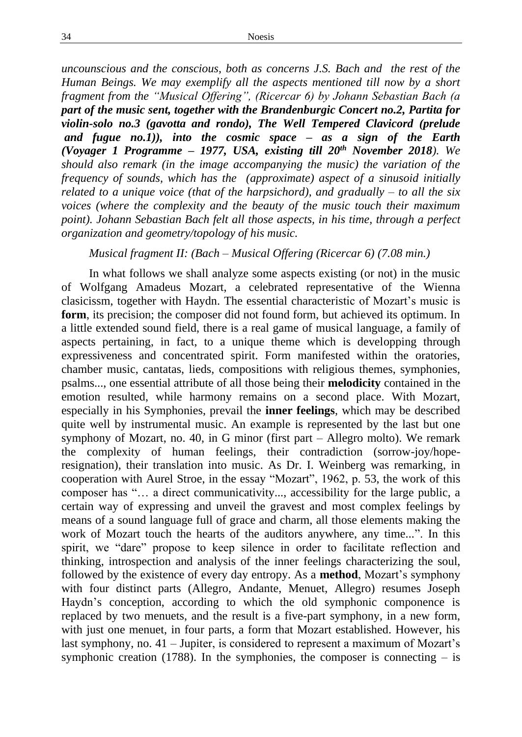*uncounscious and the conscious, both as concerns J.S. Bach and the rest of the Human Beings. We may exemplify all the aspects mentioned till now by a short fragment from the "Musical Offering", (Ricercar 6) by Johann Sebastian Bach (a **part of the music sent, together with the Brandenburgic Concert no.2, Partita for violin-solo no.3 (gavotta and rondo), The Well Tempered Clavicord (prelude and fugue no.1)), into the cosmic space – as a sign of the Earth (Voyager 1 Programme – 1977, USA, existing till 20th November 2018)**. We should also remark (in the image accompanying the music) the variation of the frequency of sounds, which has the (approximate) aspect of a sinusoid initially related to a unique voice (that of the harpsichord), and gradually – to all the six voices (where the complexity and the beauty of the music touch their maximum point). Johann Sebastian Bach felt all those aspects, in his time, through a perfect organization and geometry/topology of his music.*

*Musical fragment II: (Bach – Musical Offering (Ricercar 6) (7.08 min.)*

In what follows we shall analyze some aspects existing (or not) in the music of Wolfgang Amadeus Mozart, a celebrated representative of the Wienna clasicissm, together with Haydn. The essential characteristic of Mozart's music is **form**, its precision; the composer did not found form, but achieved its optimum. In a little extended sound field, there is a real game of musical language, a family of aspects pertaining, in fact, to a unique theme which is developping through expressiveness and concentrated spirit. Form manifested within the oratories, chamber music, cantatas, lieds, compositions with religious themes, symphonies, psalms..., one essential attribute of all those being their **melodicity** contained in the emotion resulted, while harmony remains on a second place. With Mozart, especially in his Symphonies, prevail the **inner feelings**, which may be described quite well by instrumental music. An example is represented by the last but one symphony of Mozart, no. 40, in G minor (first part – Allegro molto). We remark the complexity of human feelings, their contradiction (sorrow-joy/hope-resignation), their translation into music. As Dr. I. Weinberg was remarking, in cooperation with Aurel Stroe, in the essay "Mozart", 1962, p. 53, the work of this composer has "… a direct communicativity..., accessibility for the large public, a certain way of expressing and unveil the gravest and most complex feelings by means of a sound language full of grace and charm, all those elements making the work of Mozart touch the hearts of the auditors anywhere, any time...". In this spirit, we "dare" propose to keep silence in order to facilitate reflection and thinking, introspection and analysis of the inner feelings characterizing the soul, followed by the existence of every day entropy. As a **method**, Mozart's symphony with four distinct parts (Allegro, Andante, Menuet, Allegro) resumes Joseph Haydn's conception, according to which the old symphonic componence is replaced by two menuets, and the result is a five-part symphony, in a new form, with just one menuet, in four parts, a form that Mozart established. However, his last symphony, no. 41 – Jupiter, is considered to represent a maximum of Mozart's symphonic creation (1788). In the symphonies, the composer is connecting – is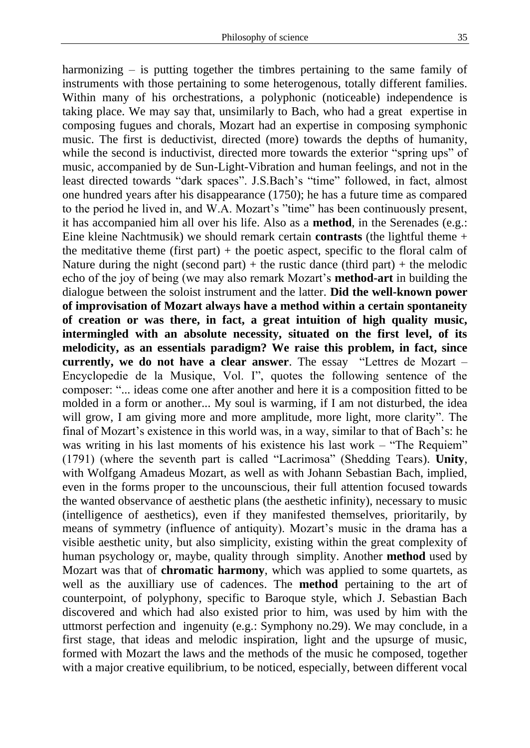harmonizing – is putting together the timbres pertaining to the same family of instruments with those pertaining to some heterogenous, totally different families. Within many of his orchestrations, a polyphonic (noticeable) independence is taking place. We may say that, unsimilarly to Bach, who had a great expertise in composing fugues and chorals, Mozart had an expertise in composing symphonic music. The first is deductivist, directed (more) towards the depths of humanity, while the second is inductivist, directed more towards the exterior "spring ups" of music, accompanied by de Sun-Light-Vibration and human feelings, and not in the least directed towards "dark spaces". J.S.Bach's "time" followed, in fact, almost one hundred years after his disappearance (1750); he has a future time as compared to the period he lived in, and W.A. Mozart's "time" has been continuously present, it has accompanied him all over his life. Also as a **method**, in the Serenades (e.g.: Eine kleine Nachtmusik) we should remark certain **contrasts** (the lightful theme + the meditative theme (first part) + the poetic aspect, specific to the floral calm of Nature during the night (second part) + the rustic dance (third part) + the melodic echo of the joy of being (we may also remark Mozart's **method-art** in building the dialogue between the soloist instrument and the latter. **Did the well-known power of improvisation of Mozart always have a method within a certain spontaneity of creation or was there, in fact, a great intuition of high quality music, intermingled with an absolute necessity, situated on the first level, of its melodicity, as an essentials paradigm? We raise this problem, in fact, since currently, we do not have a clear answer**. The essay "Lettres de Mozart – Encyclopedie de la Musique, Vol. I", quotes the following sentence of the composer: "... ideas come one after another and here it is a composition fitted to be molded in a form or another... My soul is warming, if I am not disturbed, the idea will grow, I am giving more and more amplitude, more light, more clarity". The final of Mozart's existence in this world was, in a way, similar to that of Bach's: he was writing in his last moments of his existence his last work – "The Requiem" (1791) (where the seventh part is called "Lacrimosa" (Shedding Tears). **Unity**, with Wolfgang Amadeus Mozart, as well as with Johann Sebastian Bach, implied, even in the forms proper to the uncounscious, their full attention focused towards the wanted observance of aesthetic plans (the aesthetic infinity), necessary to music (intelligence of aesthetics), even if they manifested themselves, prioritarily, by means of symmetry (influence of antiquity). Mozart's music in the drama has a visible aesthetic unity, but also simplicity, existing within the great complexity of human psychology or, maybe, quality through simplity. Another **method** used by Mozart was that of **chromatic harmony**, which was applied to some quartets, as well as the auxilliary use of cadences. The **method** pertaining to the art of counterpoint, of polyphony, specific to Baroque style, which J. Sebastian Bach discovered and which had also existed prior to him, was used by him with the uttmorst perfection and ingenuity (e.g.: Symphony no.29). We may conclude, in a first stage, that ideas and melodic inspiration, light and the upsurge of music, formed with Mozart the laws and the methods of the music he composed, together with a major creative equilibrium, to be noticed, especially, between different vocal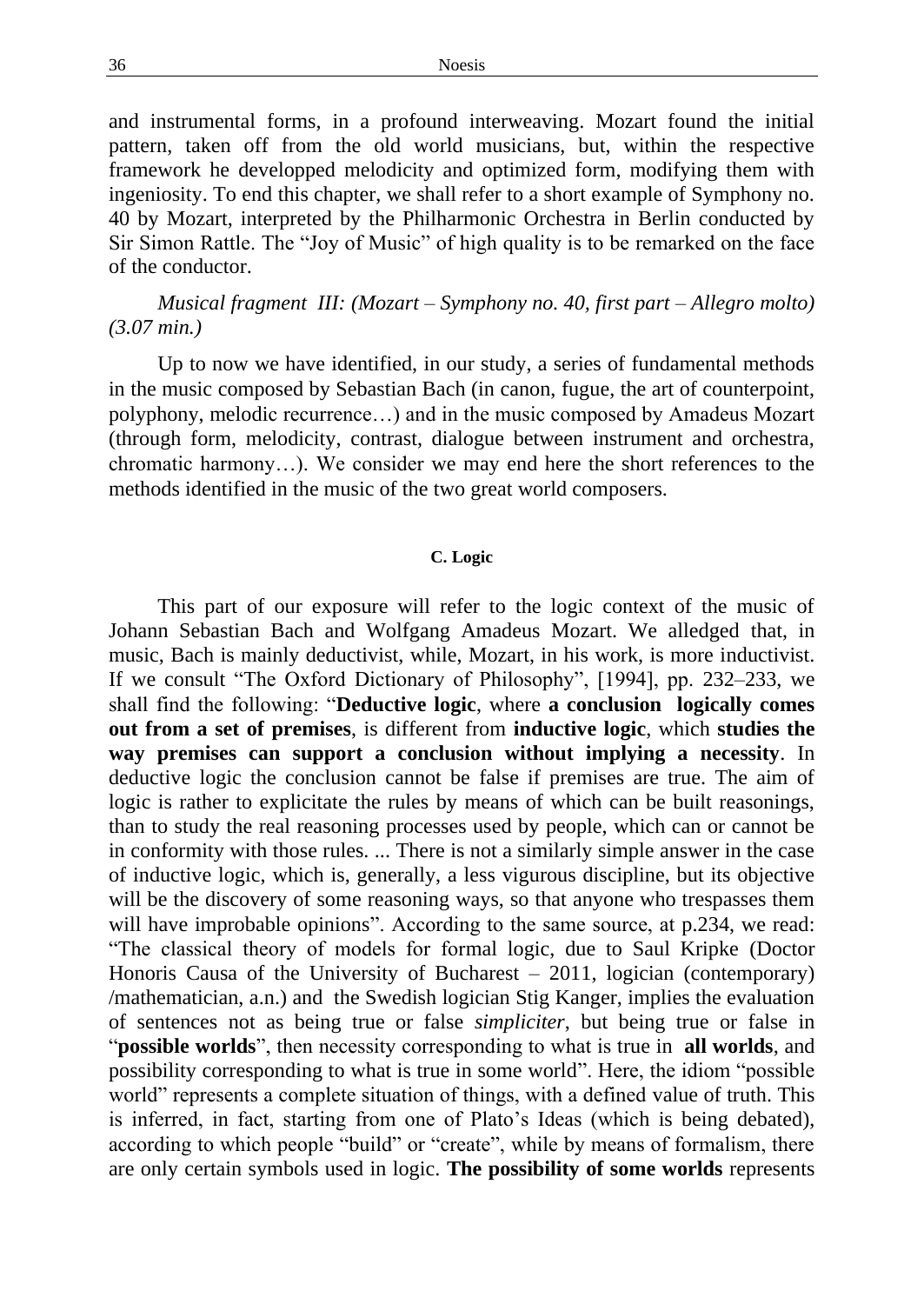and instrumental forms, in a profound interweaving. Mozart found the initial pattern, taken off from the old world musicians, but, within the respective framework he developped melodicity and optimized form, modifying them with ingeniosity. To end this chapter, we shall refer to a short example of Symphony no. 40 by Mozart, interpreted by the Philharmonic Orchestra in Berlin conducted by Sir Simon Rattle. The "Joy of Music" of high quality is to be remarked on the face of the conductor.

*Musical fragment III: (Mozart – Symphony no. 40, first part – Allegro molto) (3.07 min.)*

Up to now we have identified, in our study, a series of fundamental methods in the music composed by Sebastian Bach (in canon, fugue, the art of counterpoint, polyphony, melodic recurrence…) and in the music composed by Amadeus Mozart (through form, melodicity, contrast, dialogue between instrument and orchestra, chromatic harmony…). We consider we may end here the short references to the methods identified in the music of the two great world composers.

### C. Logic

This part of our exposure will refer to the logic context of the music of Johann Sebastian Bach and Wolfgang Amadeus Mozart. We alledged that, in music, Bach is mainly deductivist, while, Mozart, in his work, is more inductivist. If we consult "The Oxford Dictionary of Philosophy", [1994], pp. 232–233, we shall find the following: "**Deductive logic**, where **a conclusion logically comes out from a set of premises**, is different from **inductive logic**, which **studies the way premises can support a conclusion without implying a necessity**. In deductive logic the conclusion cannot be false if premises are true. The aim of logic is rather to explicitate the rules by means of which can be built reasonings, than to study the real reasoning processes used by people, which can or cannot be in conformity with those rules. ... There is not a similarly simple answer in the case of inductive logic, which is, generally, a less vigurous discipline, but its objective will be the discovery of some reasoning ways, so that anyone who trespasses them will have improbable opinions". According to the same source, at p.234, we read: "The classical theory of models for formal logic, due to Saul Kripke (Doctor Honoris Causa of the University of Bucharest – 2011, logician (contemporary) /mathematician, a.n.) and the Swedish logician Stig Kanger, implies the evaluation of sentences not as being true or false *simpliciter*, but being true or false in "**possible worlds**", then necessity corresponding to what is true in **all worlds**, and possibility corresponding to what is true in some world". Here, the idiom "possible world" represents a complete situation of things, with a defined value of truth. This is inferred, in fact, starting from one of Plato's Ideas (which is being debated), according to which people "build" or "create", while by means of formalism, there are only certain symbols used in logic. **The possibility of some worlds** represents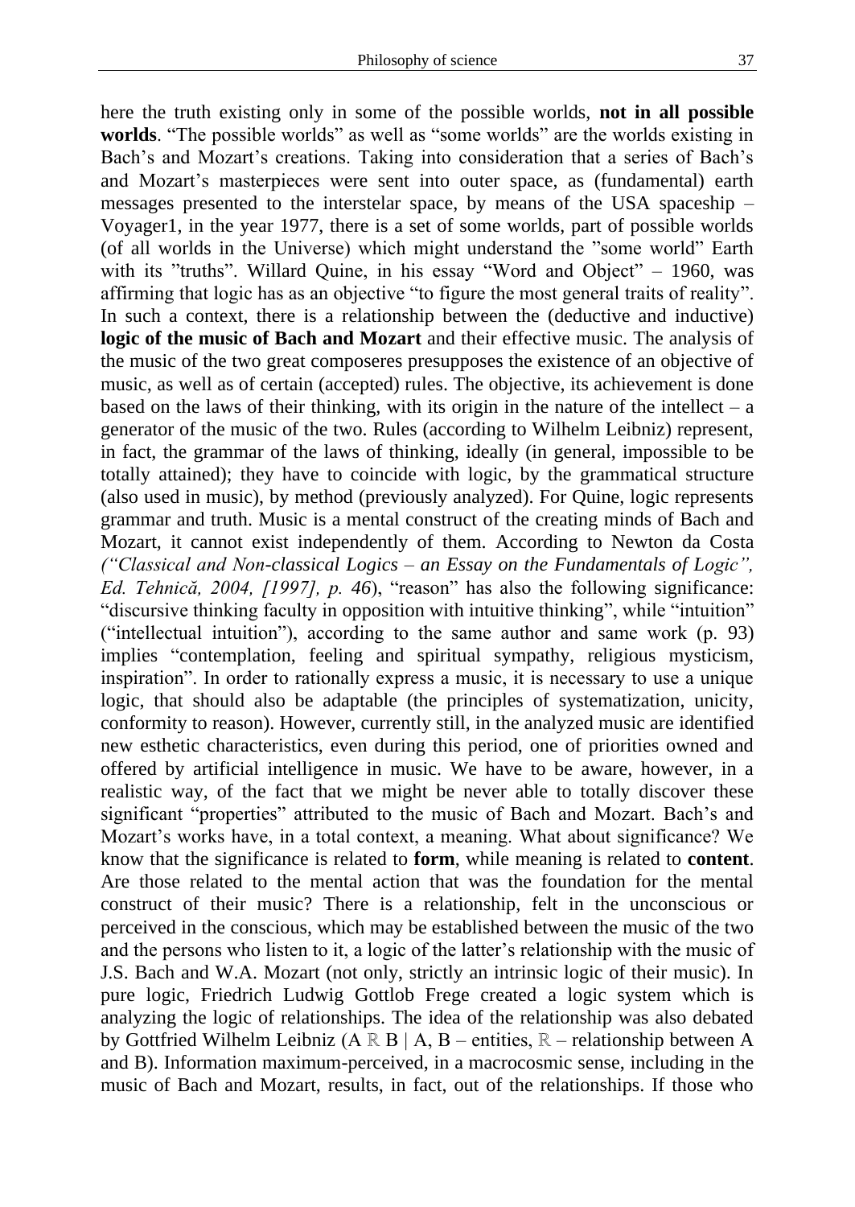here the truth existing only in some of the possible worlds, **not in all possible worlds**. "The possible worlds" as well as "some worlds" are the worlds existing in Bach's and Mozart's creations. Taking into consideration that a series of Bach's and Mozart's masterpieces were sent into outer space, as (fundamental) earth messages presented to the interstelar space, by means of the USA spaceship – Voyager1, in the year 1977, there is a set of some worlds, part of possible worlds (of all worlds in the Universe) which might understand the "some world" Earth with its "truths". Willard Quine, in his essay "Word and Object" – 1960, was affirming that logic has as an objective "to figure the most general traits of reality". In such a context, there is a relationship between the (deductive and inductive) **logic of the music of Bach and Mozart** and their effective music. The analysis of the music of the two great composeres presupposes the existence of an objective of music, as well as of certain (accepted) rules. The objective, its achievement is done based on the laws of their thinking, with its origin in the nature of the intellect – a generator of the music of the two. Rules (according to Wilhelm Leibniz) represent, in fact, the grammar of the laws of thinking, ideally (in general, impossible to be totally attained); they have to coincide with logic, by the grammatical structure (also used in music), by method (previously analyzed). For Quine, logic represents grammar and truth. Music is a mental construct of the creating minds of Bach and Mozart, it cannot exist independently of them. According to Newton da Costa *("Classical and Non-classical Logics – an Essay on the Fundamentals of Logic", Ed. Tehnică, 2004, [1997], p. 46*), "reason" has also the following significance: "discursive thinking faculty in opposition with intuitive thinking", while "intuition" ("intellectual intuition"), according to the same author and same work (p. 93) implies "contemplation, feeling and spiritual sympathy, religious mysticism, inspiration". In order to rationally express a music, it is necessary to use a unique logic, that should also be adaptable (the principles of systematization, unicity, conformity to reason). However, currently still, in the analyzed music are identified new esthetic characteristics, even during this period, one of priorities owned and offered by artificial intelligence in music. We have to be aware, however, in a realistic way, of the fact that we might be never able to totally discover these significant "properties" attributed to the music of Bach and Mozart. Bach's and Mozart's works have, in a total context, a meaning. What about significance? We know that the significance is related to **form**, while meaning is related to **content**. Are those related to the mental action that was the foundation for the mental construct of their music? There is a relationship, felt in the unconscious or perceived in the conscious, which may be established between the music of the two and the persons who listen to it, a logic of the latter's relationship with the music of J.S. Bach and W.A. Mozart (not only, strictly an intrinsic logic of their music). In pure logic, Friedrich Ludwig Gottlob Frege created a logic system which is analyzing the logic of relationships. The idea of the relationship was also debated by Gottfried Wilhelm Leibniz ($A \mathbb{R} B \mid A, B$ – entities, $\mathbb{R}$ – relationship between A and B). Information maximum-perceived, in a macrocosmic sense, including in the music of Bach and Mozart, results, in fact, out of the relationships. If those who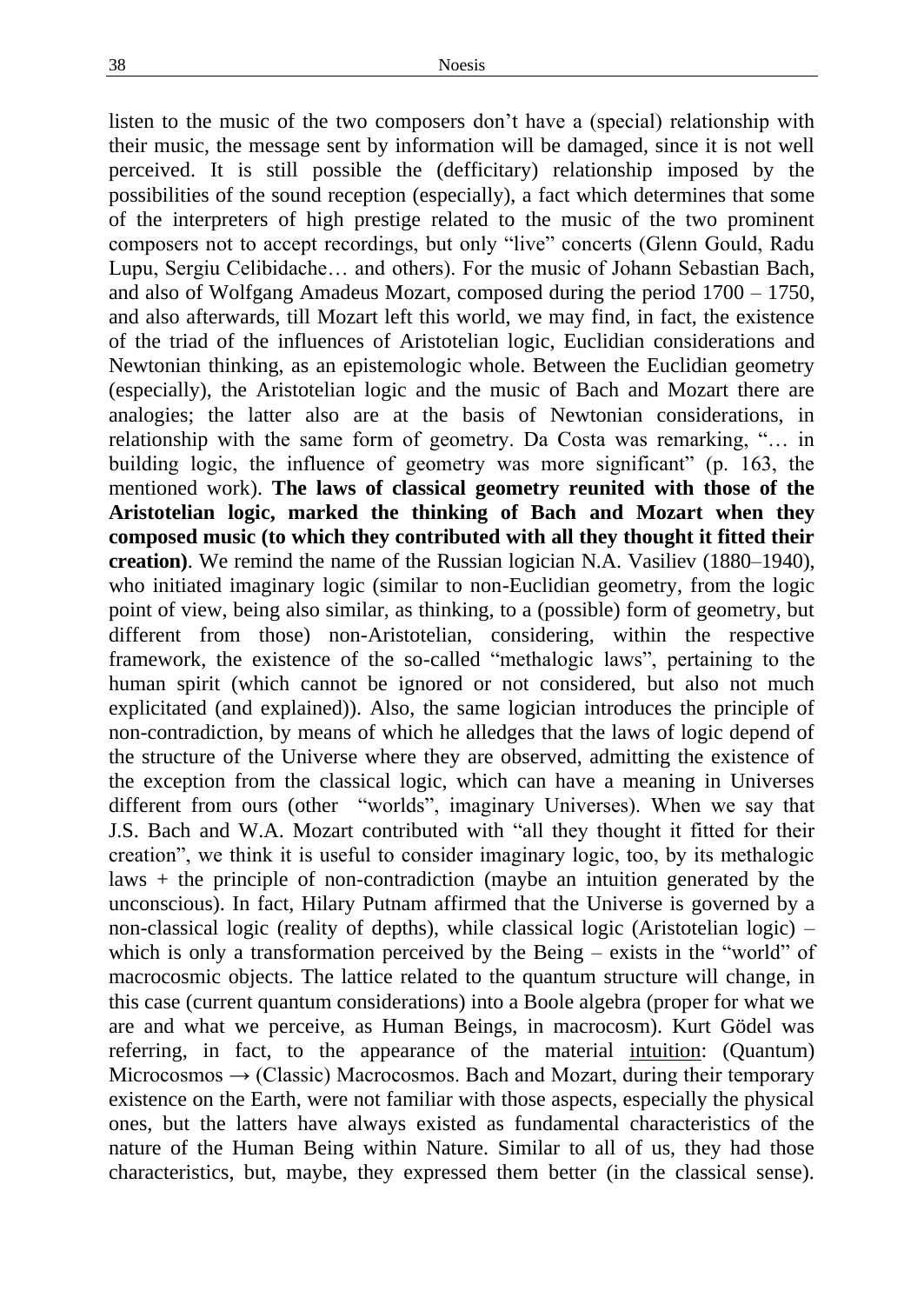listen to the music of the two composers don't have a (special) relationship with their music, the message sent by information will be damaged, since it is not well perceived. It is still possible the (defficitary) relationship imposed by the possibilities of the sound reception (especially), a fact which determines that some of the interpreters of high prestige related to the music of the two prominent composers not to accept recordings, but only "live" concerts (Glenn Gould, Radu Lupu, Sergiu Celibidache… and others). For the music of Johann Sebastian Bach, and also of Wolfgang Amadeus Mozart, composed during the period 1700 – 1750, and also afterwards, till Mozart left this world, we may find, in fact, the existence of the triad of the influences of Aristotelian logic, Euclidian considerations and Newtonian thinking, as an epistemologic whole. Between the Euclidian geometry (especially), the Aristotelian logic and the music of Bach and Mozart there are analogies; the latter also are at the basis of Newtonian considerations, in relationship with the same form of geometry. Da Costa was remarking, "… in building logic, the influence of geometry was more significant" (p. 163, the mentioned work). **The laws of classical geometry reunited with those of the Aristotelian logic, marked the thinking of Bach and Mozart when they composed music (to which they contributed with all they thought it fitted their creation)**. We remind the name of the Russian logician N.A. Vasiliev (1880–1940), who initiated imaginary logic (similar to non-Euclidian geometry, from the logic point of view, being also similar, as thinking, to a (possible) form of geometry, but different from those) non-Aristotelian, considering, within the respective framework, the existence of the so-called "methalogic laws", pertaining to the human spirit (which cannot be ignored or not considered, but also not much explicitated (and explained)). Also, the same logician introduces the principle of non-contradiction, by means of which he alledges that the laws of logic depend of the structure of the Universe where they are observed, admitting the existence of the exception from the classical logic, which can have a meaning in Universes different from ours (other "worlds", imaginary Universes). When we say that J.S. Bach and W.A. Mozart contributed with "all they thought it fitted for their creation", we think it is useful to consider imaginary logic, too, by its methalogic laws + the principle of non-contradiction (maybe an intuition generated by the unconscious). In fact, Hilary Putnam affirmed that the Universe is governed by a non-classical logic (reality of depths), while classical logic (Aristotelian logic) – which is only a transformation perceived by the Being – exists in the "world" of macrocosmic objects. The lattice related to the quantum structure will change, in this case (current quantum considerations) into a Boole algebra (proper for what we are and what we perceive, as Human Beings, in macrocosm). Kurt Gödel was referring, in fact, to the appearance of the material <u>intuition</u>: (Quantum) Microcosmos → (Classic) Macrocosmos. Bach and Mozart, during their temporary existence on the Earth, were not familiar with those aspects, especially the physical ones, but the latters have always existed as fundamental characteristics of the nature of the Human Being within Nature. Similar to all of us, they had those characteristics, but, maybe, they expressed them better (in the classical sense).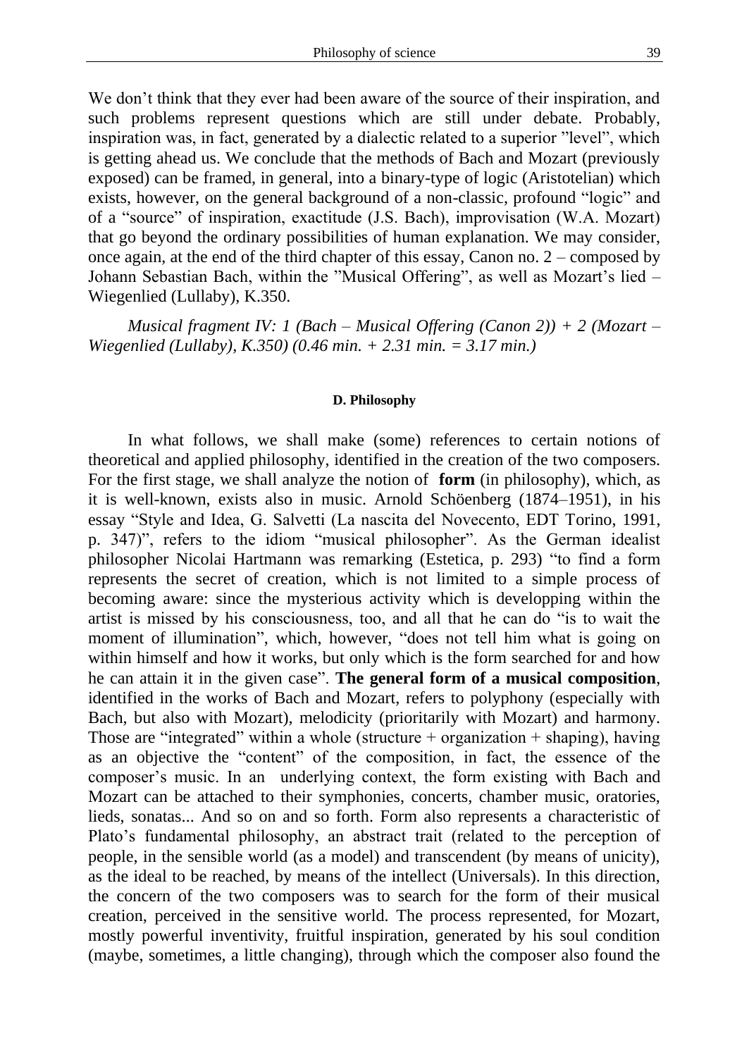We don't think that they ever had been aware of the source of their inspiration, and such problems represent questions which are still under debate. Probably, inspiration was, in fact, generated by a dialectic related to a superior "level", which is getting ahead us. We conclude that the methods of Bach and Mozart (previously exposed) can be framed, in general, into a binary-type of logic (Aristotelian) which exists, however, on the general background of a non-classic, profound "logic" and of a "source" of inspiration, exactitude (J.S. Bach), improvisation (W.A. Mozart) that go beyond the ordinary possibilities of human explanation. We may consider, once again, at the end of the third chapter of this essay, Canon no. 2 – composed by Johann Sebastian Bach, within the "Musical Offering", as well as Mozart's lied – Wiegenlied (Lullaby), K.350.

*Musical fragment IV: 1 (Bach – Musical Offering (Canon 2)) + 2 (Mozart – Wiegenlied (Lullaby), K.350) (0.46 min. + 2.31 min. = 3.17 min.)*

#### D. Philosophy

In what follows, we shall make (some) references to certain notions of theoretical and applied philosophy, identified in the creation of the two composers. For the first stage, we shall analyze the notion of **form** (in philosophy), which, as it is well-known, exists also in music. Arnold Schöenberg (1874–1951), in his essay "Style and Idea, G. Salvetti (La nascita del Novecento, EDT Torino, 1991, p. 347)", refers to the idiom "musical philosopher". As the German idealist philosopher Nicolai Hartmann was remarking (Estetica, p. 293) "to find a form represents the secret of creation, which is not limited to a simple process of becoming aware: since the mysterious activity which is developping within the artist is missed by his consciousness, too, and all that he can do "is to wait the moment of illumination", which, however, "does not tell him what is going on within himself and how it works, but only which is the form searched for and how he can attain it in the given case". **The general form of a musical composition**, identified in the works of Bach and Mozart, refers to polyphony (especially with Bach, but also with Mozart), melodicity (prioritarily with Mozart) and harmony. Those are "integrated" within a whole (structure + organization + shaping), having as an objective the "content" of the composition, in fact, the essence of the composer's music. In an underlying context, the form existing with Bach and Mozart can be attached to their symphonies, concerts, chamber music, oratories, lieds, sonatas... And so on and so forth. Form also represents a characteristic of Plato's fundamental philosophy, an abstract trait (related to the perception of people, in the sensible world (as a model) and transcendent (by means of unicity), as the ideal to be reached, by means of the intellect (Universals). In this direction, the concern of the two composers was to search for the form of their musical creation, perceived in the sensitive world. The process represented, for Mozart, mostly powerful inventivity, fruitful inspiration, generated by his soul condition (maybe, sometimes, a little changing), through which the composer also found the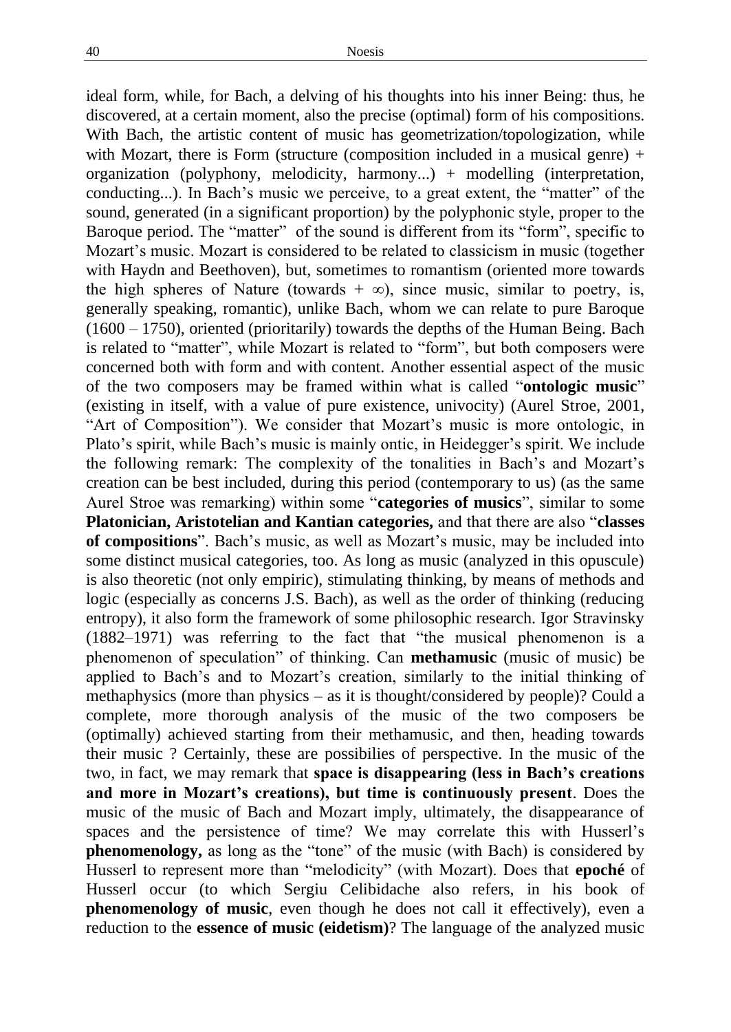ideal form, while, for Bach, a delving of his thoughts into his inner Being: thus, he discovered, at a certain moment, also the precise (optimal) form of his compositions. With Bach, the artistic content of music has geometrization/topologization, while with Mozart, there is Form (structure (composition included in a musical genre) + organization (polyphony, melodicity, harmony...) + modelling (interpretation, conducting...). In Bach's music we perceive, to a great extent, the "matter" of the sound, generated (in a significant proportion) by the polyphonic style, proper to the Baroque period. The "matter" of the sound is different from its "form", specific to Mozart's music. Mozart is considered to be related to classicism in music (together with Haydn and Beethoven), but, sometimes to romantism (oriented more towards the high spheres of Nature (towards $+ \infty$), since music, similar to poetry, is, generally speaking, romantic), unlike Bach, whom we can relate to pure Baroque (1600 – 1750), oriented (prioritarily) towards the depths of the Human Being. Bach is related to "matter", while Mozart is related to "form", but both composers were concerned both with form and with content. Another essential aspect of the music of the two composers may be framed within what is called "**ontologic music**" (existing in itself, with a value of pure existence, univocity) (Aurel Stroe, 2001, "Art of Composition"). We consider that Mozart's music is more ontologic, in Plato's spirit, while Bach's music is mainly ontic, in Heidegger's spirit. We include the following remark: The complexity of the tonalities in Bach's and Mozart's creation can be best included, during this period (contemporary to us) (as the same Aurel Stroe was remarking) within some "**categories of musics**", similar to some **Platonician, Aristotelian and Kantian categories,** and that there are also "**classes of compositions**". Bach's music, as well as Mozart's music, may be included into some distinct musical categories, too. As long as music (analyzed in this opuscule) is also theoretic (not only empiric), stimulating thinking, by means of methods and logic (especially as concerns J.S. Bach), as well as the order of thinking (reducing entropy), it also form the framework of some philosophic research. Igor Stravinsky (1882–1971) was referring to the fact that "the musical phenomenon is a phenomenon of speculation" of thinking. Can **methamusic** (music of music) be applied to Bach's and to Mozart's creation, similarly to the initial thinking of methaphysics (more than physics – as it is thought/considered by people)? Could a complete, more thorough analysis of the music of the two composers be (optimally) achieved starting from their methamusic, and then, heading towards their music ? Certainly, these are possibilies of perspective. In the music of the two, in fact, we may remark that **space is disappearing (less in Bach's creations and more in Mozart's creations), but time is continuously present**. Does the music of the music of Bach and Mozart imply, ultimately, the disappearance of spaces and the persistence of time? We may correlate this with Husserl's **phenomenology,** as long as the "tone" of the music (with Bach) is considered by Husserl to represent more than "melodicity" (with Mozart). Does that **epoché** of Husserl occur (to which Sergiu Celibidache also refers, in his book of **phenomenology of music**, even though he does not call it effectively), even a reduction to the **essence of music (eidetism)**? The language of the analyzed music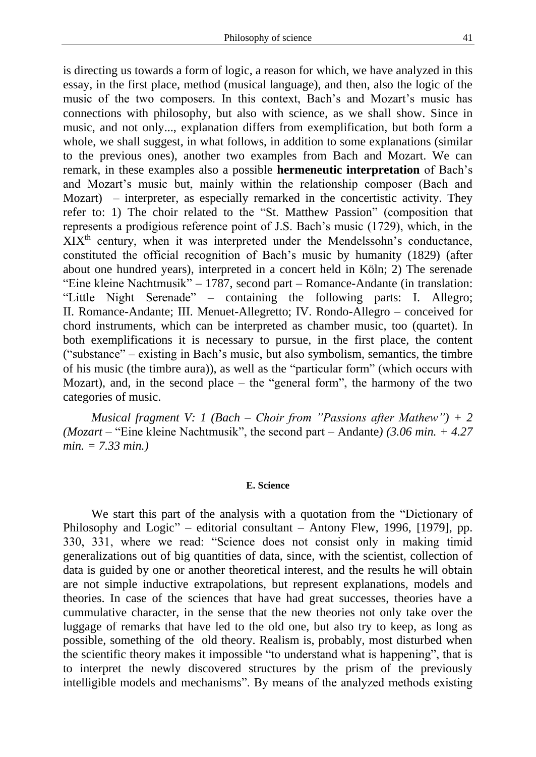is directing us towards a form of logic, a reason for which, we have analyzed in this essay, in the first place, method (musical language), and then, also the logic of the music of the two composers. In this context, Bach's and Mozart's music has connections with philosophy, but also with science, as we shall show. Since in music, and not only..., explanation differs from exemplification, but both form a whole, we shall suggest, in what follows, in addition to some explanations (similar to the previous ones), another two examples from Bach and Mozart. We can remark, in these examples also a possible **hermeneutic interpretation** of Bach's and Mozart's music but, mainly within the relationship composer (Bach and Mozart) – interpreter, as especially remarked in the concertistic activity. They refer to: 1) The choir related to the "St. Matthew Passion" (composition that represents a prodigious reference point of J.S. Bach's music (1729), which, in the XIX$^{th}$ century, when it was interpreted under the Mendelssohn's conductance, constituted the official recognition of Bach's music by humanity (1829) (after about one hundred years), interpreted in a concert held in Köln; 2) The serenade "Eine kleine Nachtmusik" – 1787, second part – Romance-Andante (in translation: "Little Night Serenade" – containing the following parts: I. Allegro; II. Romance-Andante; III. Menuet-Allegretto; IV. Rondo-Allegro – conceived for chord instruments, which can be interpreted as chamber music, too (quartet). In both exemplifications it is necessary to pursue, in the first place, the content ("substance" – existing in Bach's music, but also symbolism, semantics, the timbre of his music (the timbre aura)), as well as the "particular form" (which occurs with Mozart), and, in the second place – the "general form", the harmony of the two categories of music.

*Musical fragment V: 1 (Bach – Choir from "Passions after Mathew") + 2 (Mozart* – "Eine kleine Nachtmusik", the second part – Andante*) (3.06 min. + 4.27 min. = 7.33 min.)*

#### E. Science

We start this part of the analysis with a quotation from the "Dictionary of Philosophy and Logic" – editorial consultant – Antony Flew, 1996, [1979], pp. 330, 331, where we read: "Science does not consist only in making timid generalizations out of big quantities of data, since, with the scientist, collection of data is guided by one or another theoretical interest, and the results he will obtain are not simple inductive extrapolations, but represent explanations, models and theories. In case of the sciences that have had great successes, theories have a cummulative character, in the sense that the new theories not only take over the luggage of remarks that have led to the old one, but also try to keep, as long as possible, something of the old theory. Realism is, probably, most disturbed when the scientific theory makes it impossible "to understand what is happening", that is to interpret the newly discovered structures by the prism of the previously intelligible models and mechanisms". By means of the analyzed methods existing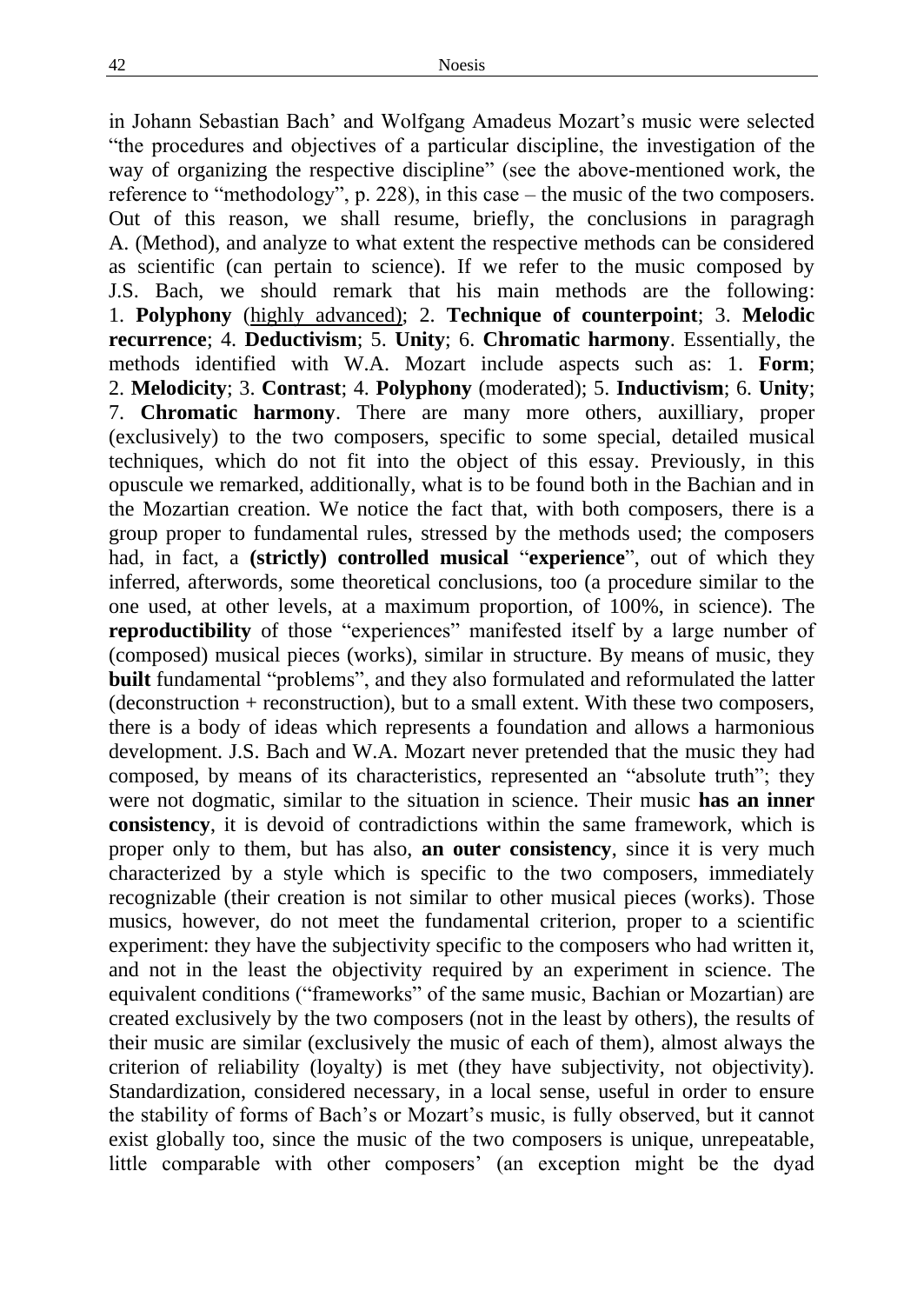in Johann Sebastian Bach' and Wolfgang Amadeus Mozart's music were selected "the procedures and objectives of a particular discipline, the investigation of the way of organizing the respective discipline" (see the above-mentioned work, the reference to "methodology", p. 228), in this case – the music of the two composers. Out of this reason, we shall resume, briefly, the conclusions in paragragh A. (Method), and analyze to what extent the respective methods can be considered as scientific (can pertain to science). If we refer to the music composed by J.S. Bach, we should remark that his main methods are the following: 1. **Polyphony** (<u>highly advanced)</u>; 2. **Technique of counterpoint**; 3. **Melodic recurrence**; 4. **Deductivism**; 5. **Unity**; 6. **Chromatic harmony**. Essentially, the methods identified with W.A. Mozart include aspects such as: 1. **Form**; 2. **Melodicity**; 3. **Contrast**; 4. **Polyphony** (moderated); 5. **Inductivism**; 6. **Unity**; 7. **Chromatic harmony**. There are many more others, auxilliary, proper (exclusively) to the two composers, specific to some special, detailed musical techniques, which do not fit into the object of this essay. Previously, in this opuscule we remarked, additionally, what is to be found both in the Bachian and in the Mozartian creation. We notice the fact that, with both composers, there is a group proper to fundamental rules, stressed by the methods used; the composers had, in fact, a **(strictly) controlled musical** "**experience**", out of which they inferred, afterwords, some theoretical conclusions, too (a procedure similar to the one used, at other levels, at a maximum proportion, of 100%, in science). The **reproductibility** of those "experiences" manifested itself by a large number of (composed) musical pieces (works), similar in structure. By means of music, they **built** fundamental "problems", and they also formulated and reformulated the latter (deconstruction + reconstruction), but to a small extent. With these two composers, there is a body of ideas which represents a foundation and allows a harmonious development. J.S. Bach and W.A. Mozart never pretended that the music they had composed, by means of its characteristics, represented an "absolute truth"; they were not dogmatic, similar to the situation in science. Their music **has an inner consistency**, it is devoid of contradictions within the same framework, which is proper only to them, but has also, **an outer consistency**, since it is very much characterized by a style which is specific to the two composers, immediately recognizable (their creation is not similar to other musical pieces (works). Those musics, however, do not meet the fundamental criterion, proper to a scientific experiment: they have the subjectivity specific to the composers who had written it, and not in the least the objectivity required by an experiment in science. The equivalent conditions ("frameworks" of the same music, Bachian or Mozartian) are created exclusively by the two composers (not in the least by others), the results of their music are similar (exclusively the music of each of them), almost always the criterion of reliability (loyalty) is met (they have subjectivity, not objectivity). Standardization, considered necessary, in a local sense, useful in order to ensure the stability of forms of Bach's or Mozart's music, is fully observed, but it cannot exist globally too, since the music of the two composers is unique, unrepeatable, little comparable with other composers' (an exception might be the dyad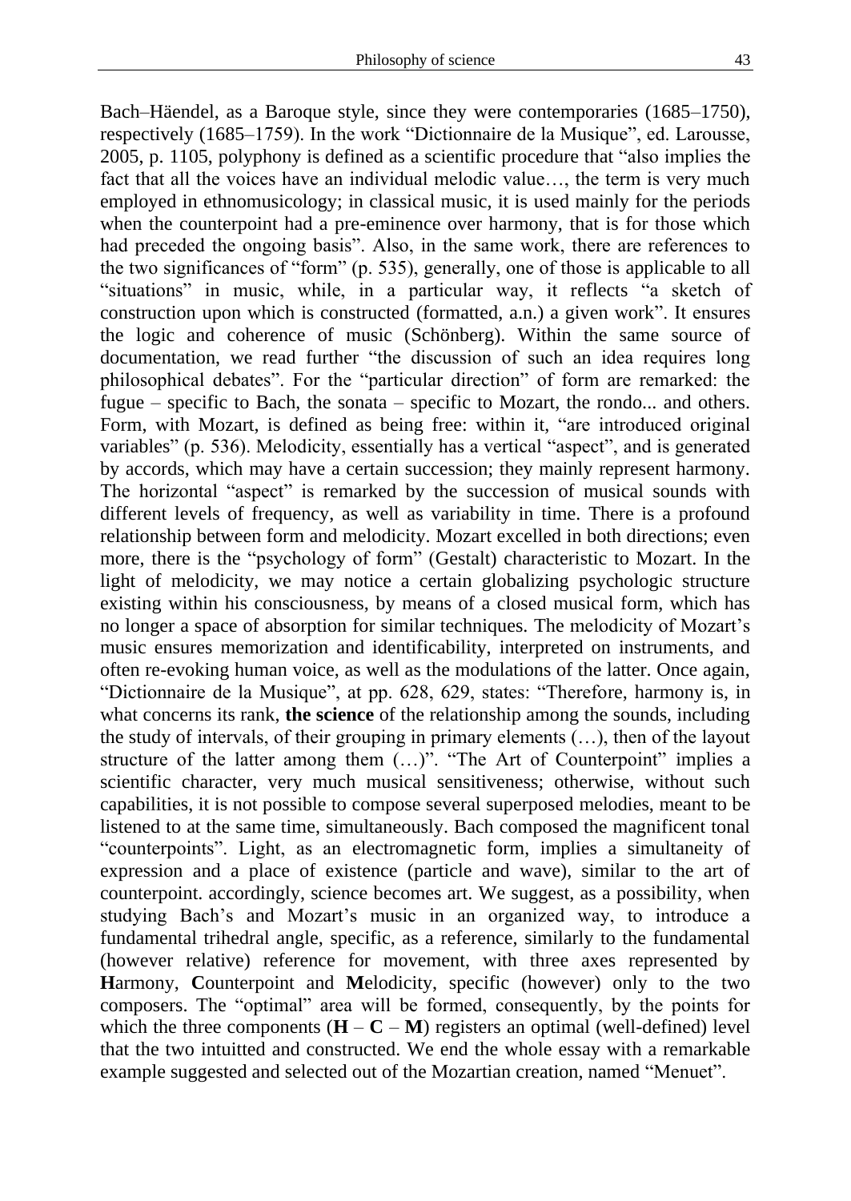Bach–Häendel, as a Baroque style, since they were contemporaries (1685–1750), respectively (1685–1759). In the work "Dictionnaire de la Musique", ed. Larousse, 2005, p. 1105, polyphony is defined as a scientific procedure that "also implies the fact that all the voices have an individual melodic value…, the term is very much employed in ethnomusicology; in classical music, it is used mainly for the periods when the counterpoint had a pre-eminence over harmony, that is for those which had preceded the ongoing basis". Also, in the same work, there are references to the two significances of "form" (p. 535), generally, one of those is applicable to all "situations" in music, while, in a particular way, it reflects "a sketch of construction upon which is constructed (formatted, a.n.) a given work". It ensures the logic and coherence of music (Schönberg). Within the same source of documentation, we read further "the discussion of such an idea requires long philosophical debates". For the "particular direction" of form are remarked: the fugue – specific to Bach, the sonata – specific to Mozart, the rondo... and others. Form, with Mozart, is defined as being free: within it, "are introduced original variables" (p. 536). Melodicity, essentially has a vertical "aspect", and is generated by accords, which may have a certain succession; they mainly represent harmony. The horizontal "aspect" is remarked by the succession of musical sounds with different levels of frequency, as well as variability in time. There is a profound relationship between form and melodicity. Mozart excelled in both directions; even more, there is the "psychology of form" (Gestalt) characteristic to Mozart. In the light of melodicity, we may notice a certain globalizing psychologic structure existing within his consciousness, by means of a closed musical form, which has no longer a space of absorption for similar techniques. The melodicity of Mozart's music ensures memorization and identificability, interpreted on instruments, and often re-evoking human voice, as well as the modulations of the latter. Once again, "Dictionnaire de la Musique", at pp. 628, 629, states: "Therefore, harmony is, in what concerns its rank, **the science** of the relationship among the sounds, including the study of intervals, of their grouping in primary elements (…), then of the layout structure of the latter among them (…)". "The Art of Counterpoint" implies a scientific character, very much musical sensitiveness; otherwise, without such capabilities, it is not possible to compose several superposed melodies, meant to be listened to at the same time, simultaneously. Bach composed the magnificent tonal "counterpoints". Light, as an electromagnetic form, implies a simultaneity of expression and a place of existence (particle and wave), similar to the art of counterpoint. accordingly, science becomes art. We suggest, as a possibility, when studying Bach's and Mozart's music in an organized way, to introduce a fundamental trihedral angle, specific, as a reference, similarly to the fundamental (however relative) reference for movement, with three axes represented by **H**armony, **C**ounterpoint and **M**elodicity, specific (however) only to the two composers. The "optimal" area will be formed, consequently, by the points for which the three components (**H** – **C** – **M**) registers an optimal (well-defined) level that the two intuitted and constructed. We end the whole essay with a remarkable example suggested and selected out of the Mozartian creation, named "Menuet".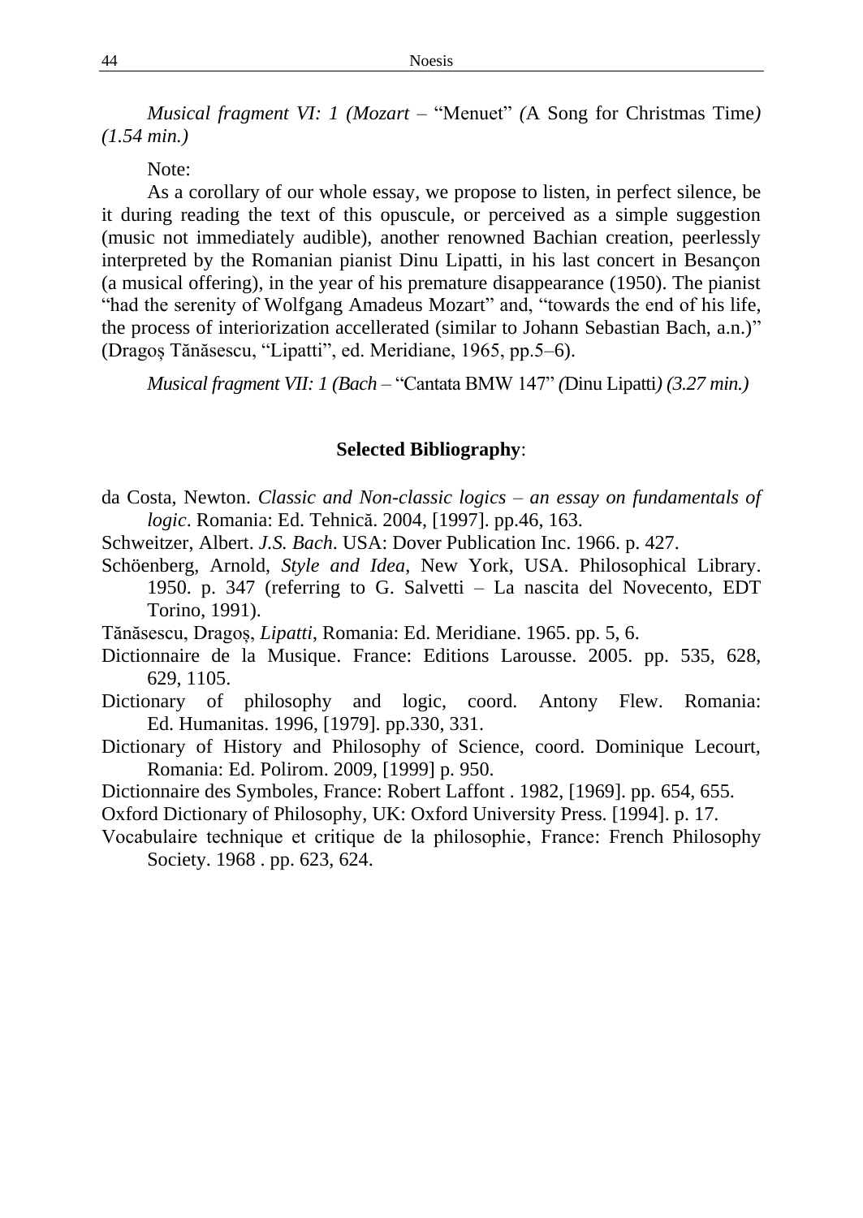*Musical fragment VI: 1 (Mozart* – "Menuet" *(*A Song for Christmas Time*) (1.54 min.)*

Note:

As a corollary of our whole essay, we propose to listen, in perfect silence, be it during reading the text of this opuscule, or perceived as a simple suggestion (music not immediately audible), another renowned Bachian creation, peerlessly interpreted by the Romanian pianist Dinu Lipatti, in his last concert in Besançon (a musical offering), in the year of his premature disappearance (1950). The pianist "had the serenity of Wolfgang Amadeus Mozart" and, "towards the end of his life, the process of interiorization accellerated (similar to Johann Sebastian Bach, a.n.)" (Dragoș Tănăsescu, "Lipatti", ed. Meridiane, 1965, pp.5–6).

*Musical fragment VII: 1 (Bach* – "Cantata BMW 147" *(*Dinu Lipatti*) (3.27 min.)*

## **Selected Bibliography**:

da Costa, Newton. *Classic and Non-classic logics – an essay on fundamentals of logic*. Romania: Ed. Tehnică. 2004, [1997]. pp.46, 163.

Schweitzer, Albert. *J.S. Bach.* USA: Dover Publication Inc. 1966. p. 427.

Schöenberg, Arnold, *Style and Idea*, New York, USA. Philosophical Library. 1950. p. 347 (referring to G. Salvetti – La nascita del Novecento, EDT Torino, 1991).

Tănăsescu, Dragoș, *Lipatti*, Romania: Ed. Meridiane. 1965. pp. 5, 6.

Dictionnaire de la Musique. France: Editions Larousse. 2005. pp. 535, 628, 629, 1105.

Dictionary of philosophy and logic, coord. Antony Flew. Romania: Ed. Humanitas. 1996, [1979]. pp.330, 331.

Dictionary of History and Philosophy of Science, coord. Dominique Lecourt, Romania: Ed. Polirom. 2009, [1999] p. 950.

Dictionnaire des Symboles, France: Robert Laffont . 1982, [1969]. pp. 654, 655.

Oxford Dictionary of Philosophy, UK: Oxford University Press. [1994]. p. 17.

Vocabulaire technique et critique de la philosophie, France: French Philosophy Society. 1968 . pp. 623, 624.